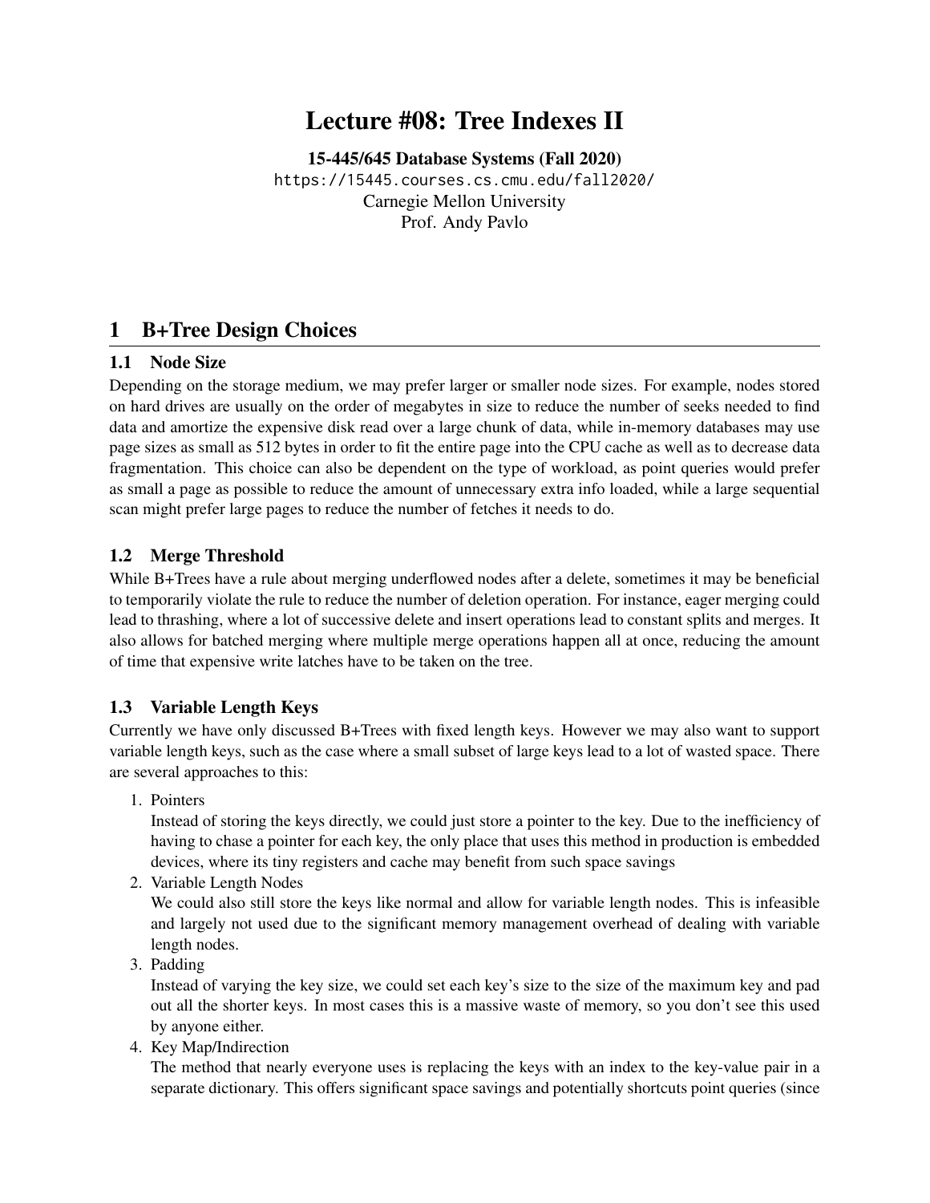# Lecture #08: Tree Indexes II

**15-445/645 Database Systems (Fall 2020)**

https://15445.courses.cs.cmu.edu/fall2020/

Carnegie Mellon University

Prof. Andy Pavlo

## 1 B+Tree Design Choices

### 1.1 Node Size

Depending on the storage medium, we may prefer larger or smaller node sizes. For example, nodes stored on hard drives are usually on the order of megabytes in size to reduce the number of seeks needed to find data and amortize the expensive disk read over a large chunk of data, while in-memory databases may use page sizes as small as 512 bytes in order to fit the entire page into the CPU cache as well as to decrease data fragmentation. This choice can also be dependent on the type of workload, as point queries would prefer as small a page as possible to reduce the amount of unnecessary extra info loaded, while a large sequential scan might prefer large pages to reduce the number of fetches it needs to do.

### 1.2 Merge Threshold

While B+Trees have a rule about merging underflowed nodes after a delete, sometimes it may be beneficial to temporarily violate the rule to reduce the number of deletion operation. For instance, eager merging could lead to thrashing, where a lot of successive delete and insert operations lead to constant splits and merges. It also allows for batched merging where multiple merge operations happen all at once, reducing the amount of time that expensive write latches have to be taken on the tree.

### 1.3 Variable Length Keys

Currently we have only discussed B+Trees with fixed length keys. However we may also want to support variable length keys, such as the case where a small subset of large keys lead to a lot of wasted space. There are several approaches to this:

1. Pointers
   Instead of storing the keys directly, we could just store a pointer to the key. Due to the inefficiency of having to chase a pointer for each key, the only place that uses this method in production is embedded devices, where its tiny registers and cache may benefit from such space savings
2. Variable Length Nodes
   We could also still store the keys like normal and allow for variable length nodes. This is infeasible and largely not used due to the significant memory management overhead of dealing with variable length nodes.
3. Padding
   Instead of varying the key size, we could set each key's size to the size of the maximum key and pad out all the shorter keys. In most cases this is a massive waste of memory, so you don't see this used by anyone either.
4. Key Map/Indirection
   The method that nearly everyone uses is replacing the keys with an index to the key-value pair in a separate dictionary. This offers significant space savings and potentially shortcuts point queries (since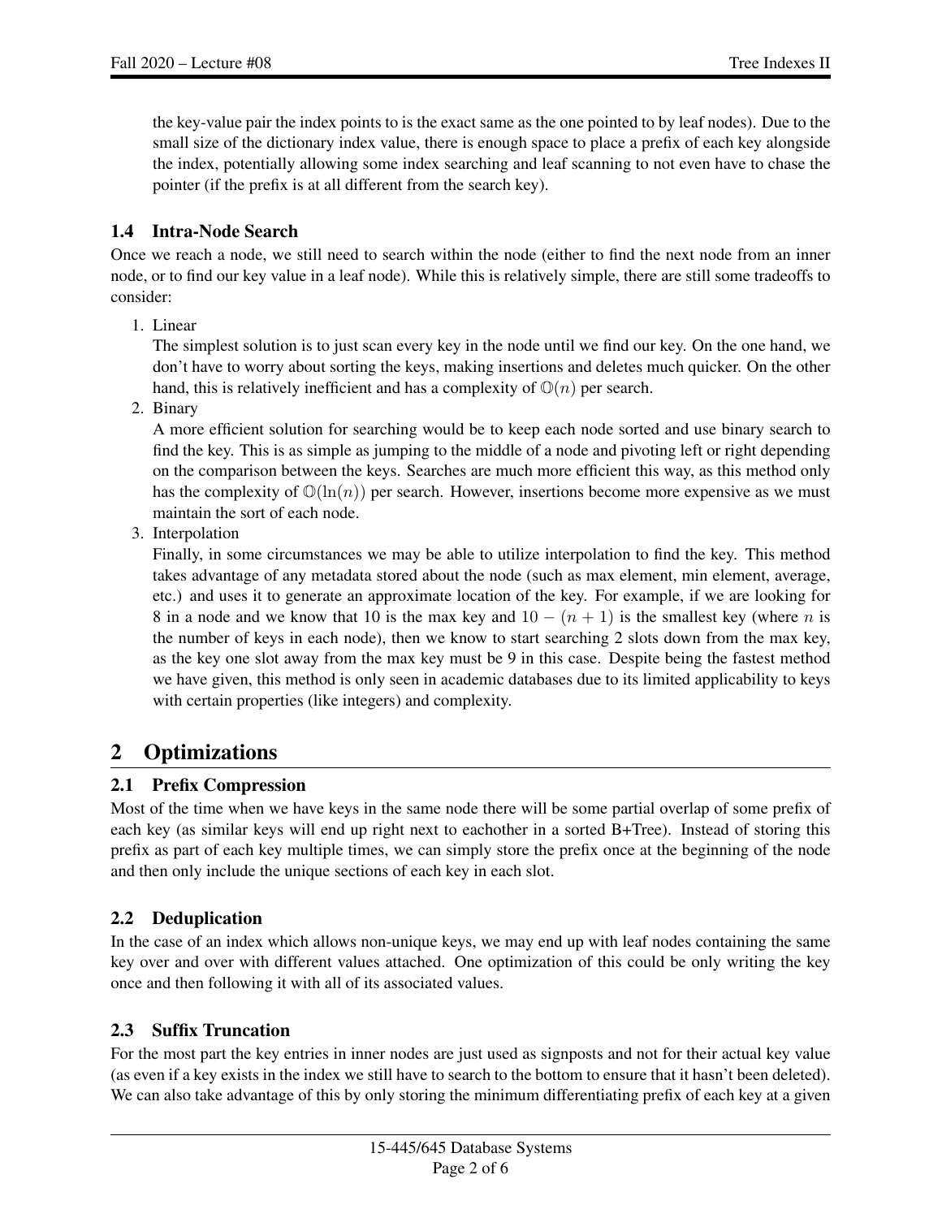the key-value pair the index points to is the exact same as the one pointed to by leaf nodes). Due to the small size of the dictionary index value, there is enough space to place a prefix of each key alongside the index, potentially allowing some index searching and leaf scanning to not even have to chase the pointer (if the prefix is at all different from the search key).

### 1.4 Intra-Node Search

Once we reach a node, we still need to search within the node (either to find the next node from an inner node, or to find our key value in a leaf node). While this is relatively simple, there are still some tradeoffs to consider:

1. Linear
   The simplest solution is to just scan every key in the node until we find our key. On the one hand, we don't have to worry about sorting the keys, making insertions and deletes much quicker. On the other hand, this is relatively inefficient and has a complexity of $\mathbb{O}(n)$ per search.
2. Binary
   A more efficient solution for searching would be to keep each node sorted and use binary search to find the key. This is as simple as jumping to the middle of a node and pivoting left or right depending on the comparison between the keys. Searches are much more efficient this way, as this method only has the complexity of $\mathbb{O}(\ln(n))$ per search. However, insertions become more expensive as we must maintain the sort of each node.
3. Interpolation
   Finally, in some circumstances we may be able to utilize interpolation to find the key. This method takes advantage of any metadata stored about the node (such as max element, min element, average, etc.) and uses it to generate an approximate location of the key. For example, if we are looking for 8 in a node and we know that 10 is the max key and $10 - (n + 1)$ is the smallest key (where $n$ is the number of keys in each node), then we know to start searching 2 slots down from the max key, as the key one slot away from the max key must be 9 in this case. Despite being the fastest method we have given, this method is only seen in academic databases due to its limited applicability to keys with certain properties (like integers) and complexity.

## 2 Optimizations

### 2.1 Prefix Compression

Most of the time when we have keys in the same node there will be some partial overlap of some prefix of each key (as similar keys will end up right next to eachother in a sorted B+Tree). Instead of storing this prefix as part of each key multiple times, we can simply store the prefix once at the beginning of the node and then only include the unique sections of each key in each slot.

### 2.2 Deduplication

In the case of an index which allows non-unique keys, we may end up with leaf nodes containing the same key over and over with different values attached. One optimization of this could be only writing the key once and then following it with all of its associated values.

### 2.3 Suffix Truncation

For the most part the key entries in inner nodes are just used as signposts and not for their actual key value (as even if a key exists in the index we still have to search to the bottom to ensure that it hasn't been deleted). We can also take advantage of this by only storing the minimum differentiating prefix of each key at a given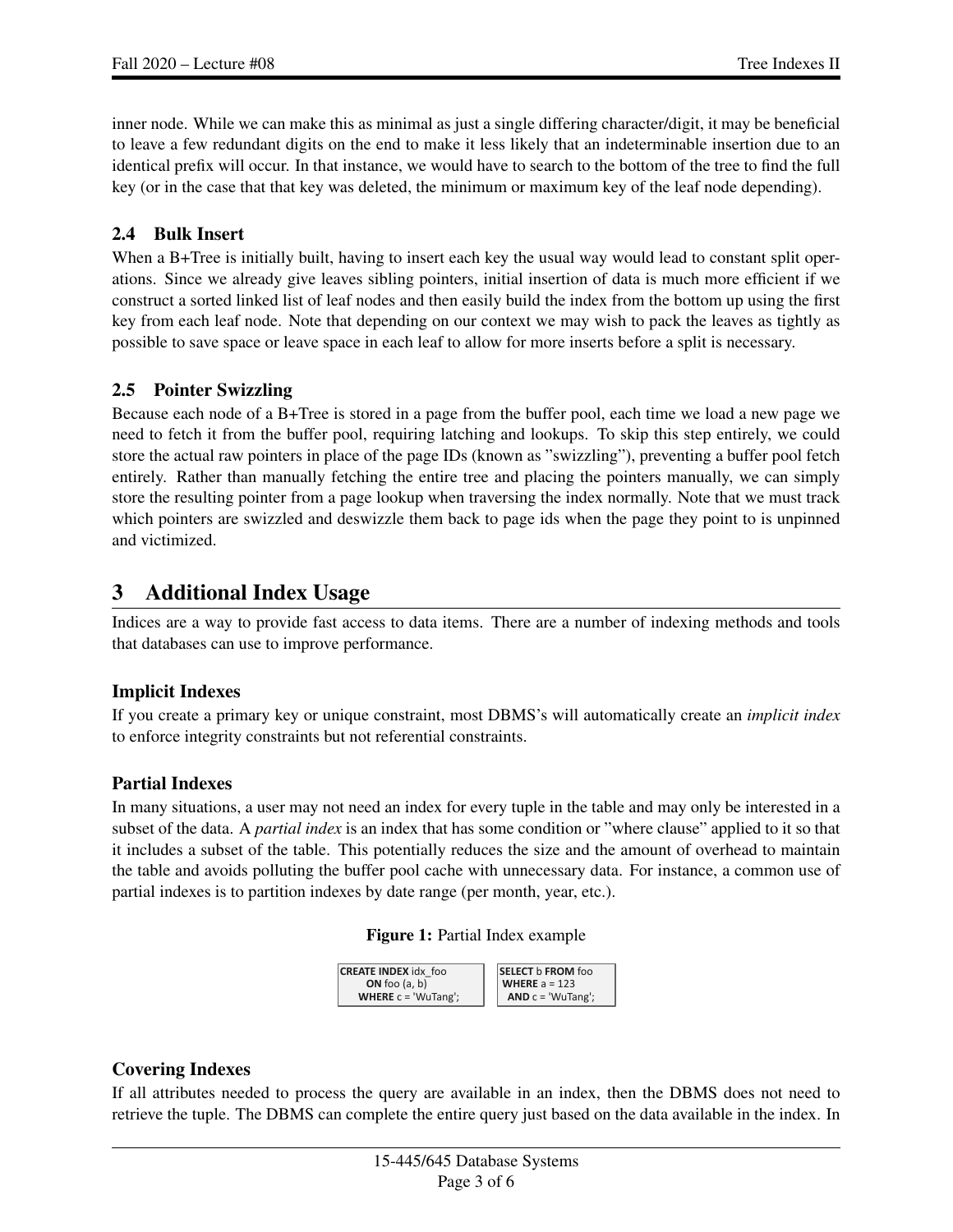inner node. While we can make this as minimal as just a single differing character/digit, it may be beneficial to leave a few redundant digits on the end to make it less likely that an indeterminable insertion due to an identical prefix will occur. In that instance, we would have to search to the bottom of the tree to find the full key (or in the case that that key was deleted, the minimum or maximum key of the leaf node depending).

### 2.4 Bulk Insert

When a B+Tree is initially built, having to insert each key the usual way would lead to constant split operations. Since we already give leaves sibling pointers, initial insertion of data is much more efficient if we construct a sorted linked list of leaf nodes and then easily build the index from the bottom up using the first key from each leaf node. Note that depending on our context we may wish to pack the leaves as tightly as possible to save space or leave space in each leaf to allow for more inserts before a split is necessary.

### 2.5 Pointer Swizzling

Because each node of a B+Tree is stored in a page from the buffer pool, each time we load a new page we need to fetch it from the buffer pool, requiring latching and lookups. To skip this step entirely, we could store the actual raw pointers in place of the page IDs (known as "swizzling"), preventing a buffer pool fetch entirely. Rather than manually fetching the entire tree and placing the pointers manually, we can simply store the resulting pointer from a page lookup when traversing the index normally. Note that we must track which pointers are swizzled and deswizzle them back to page ids when the page they point to is unpinned and victimized.

## 3 Additional Index Usage

Indices are a way to provide fast access to data items. There are a number of indexing methods and tools that databases can use to improve performance.

### Implicit Indexes

If you create a primary key or unique constraint, most DBMS's will automatically create an *implicit index* to enforce integrity constraints but not referential constraints.

### Partial Indexes

In many situations, a user may not need an index for every tuple in the table and may only be interested in a subset of the data. A *partial index* is an index that has some condition or "where clause" applied to it so that it includes a subset of the table. This potentially reduces the size and the amount of overhead to maintain the table and avoids polluting the buffer pool cache with unnecessary data. For instance, a common use of partial indexes is to partition indexes by date range (per month, year, etc.).

**Figure 1:** Partial Index example

```
CREATE INDEX idx_foo
    ON foo (a, b)
  WHERE c = 'WuTang';
```

```
SELECT b FROM foo
 WHERE a = 123
   AND c = 'WuTang';
```

### Covering Indexes

If all attributes needed to process the query are available in an index, then the DBMS does not need to retrieve the tuple. The DBMS can complete the entire query just based on the data available in the index. In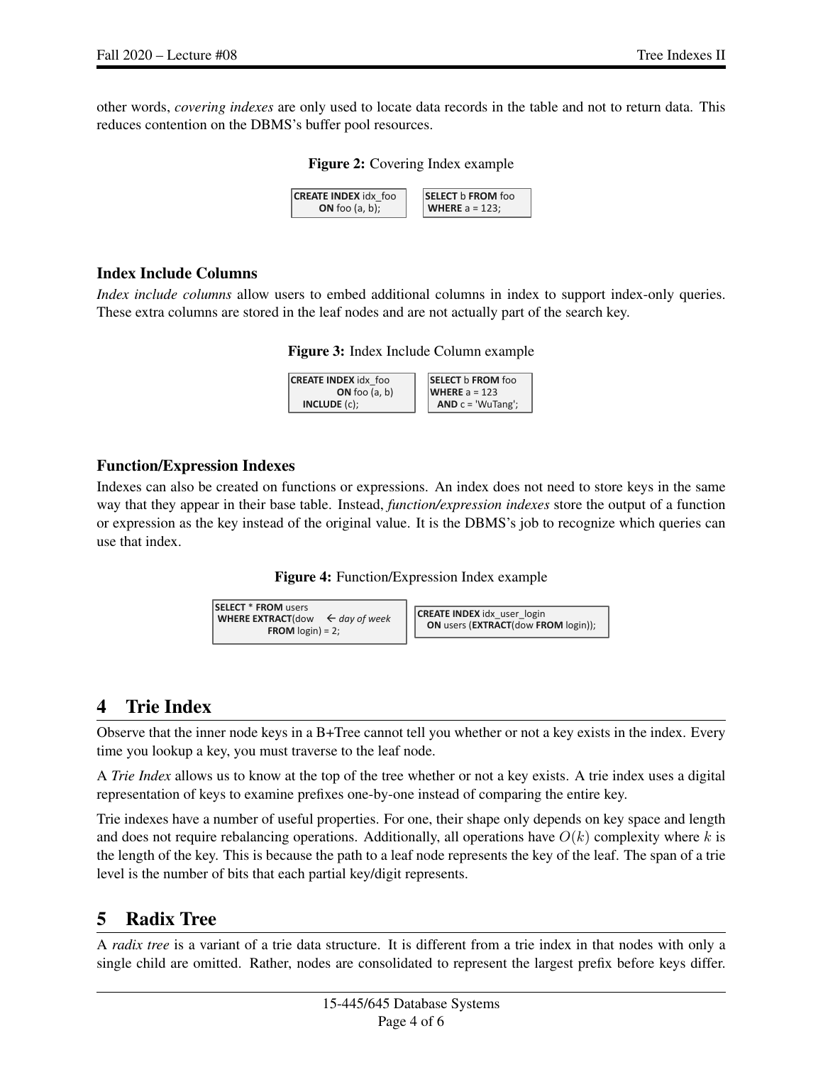other words, *covering indexes* are only used to locate data records in the table and not to return data. This reduces contention on the DBMS's buffer pool resources.

**Figure 2:** Covering Index example

```
CREATE INDEX idx_foo
    ON foo (a, b);
```

```
SELECT b FROM foo
 WHERE a = 123;
```

### Index Include Columns

*Index include columns* allow users to embed additional columns in index to support index-only queries. These extra columns are stored in the leaf nodes and are not actually part of the search key.

**Figure 3:** Index Include Column example

```
CREATE INDEX idx_foo
          ON foo (a, b)
   INCLUDE (c);
```

```
SELECT b FROM foo
WHERE a = 123
  AND c = 'WuTang';
```

### Function/Expression Indexes

Indexes can also be created on functions or expressions. An index does not need to store keys in the same way that they appear in their base table. Instead, *function/expression indexes* store the output of a function or expression as the key instead of the original value. It is the DBMS's job to recognize which queries can use that index.

**Figure 4:** Function/Expression Index example

```
SELECT * FROM users
 WHERE EXTRACT(dow     ← day of week
          FROM login) = 2;
```

```
CREATE INDEX idx_user_login
   ON users (EXTRACT(dow FROM login));
```

## 4 Trie Index

Observe that the inner node keys in a B+Tree cannot tell you whether or not a key exists in the index. Every time you lookup a key, you must traverse to the leaf node.

A *Trie Index* allows us to know at the top of the tree whether or not a key exists. A trie index uses a digital representation of keys to examine prefixes one-by-one instead of comparing the entire key.

Trie indexes have a number of useful properties. For one, their shape only depends on key space and length and does not require rebalancing operations. Additionally, all operations have $O(k)$ complexity where $k$ is the length of the key. This is because the path to a leaf node represents the key of the leaf. The span of a trie level is the number of bits that each partial key/digit represents.

## 5 Radix Tree

A *radix tree* is a variant of a trie data structure. It is different from a trie index in that nodes with only a single child are omitted. Rather, nodes are consolidated to represent the largest prefix before keys differ.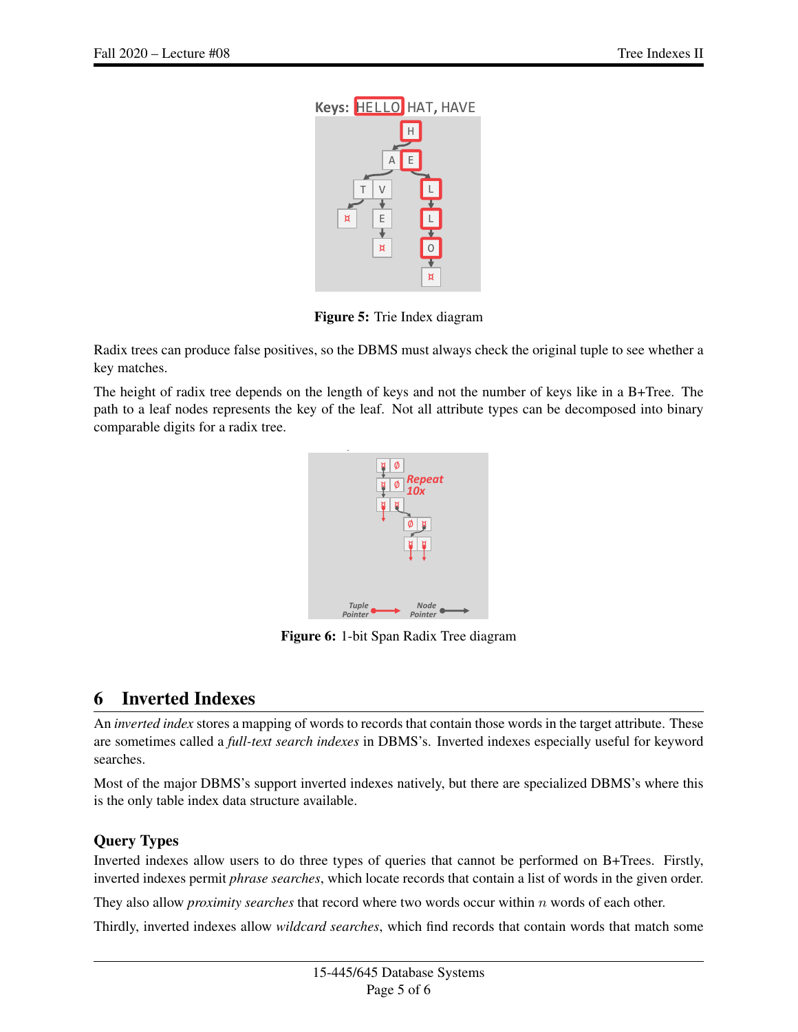Keys: HELLO HAT, HAVE

Figure 5: Trie Index diagram

Radix trees can produce false positives, so the DBMS must always check the original tuple to see whether a key matches.

The height of radix tree depends on the length of keys and not the number of keys like in a B+Tree. The path to a leaf nodes represents the key of the leaf. Not all attribute types can be decomposed into binary comparable digits for a radix tree.

Repeat 10x

Tuple Pointer

Node Pointer

Figure 6: 1-bit Span Radix Tree diagram

## 6 Inverted Indexes

An *inverted index* stores a mapping of words to records that contain those words in the target attribute. These are sometimes called a *full-text search indexes* in DBMS's. Inverted indexes especially useful for keyword searches.

Most of the major DBMS's support inverted indexes natively, but there are specialized DBMS's where this is the only table index data structure available.

### Query Types

Inverted indexes allow users to do three types of queries that cannot be performed on B+Trees. Firstly, inverted indexes permit *phrase searches*, which locate records that contain a list of words in the given order.

They also allow *proximity searches* that record where two words occur within $n$ words of each other.

Thirdly, inverted indexes allow *wildcard searches*, which find records that contain words that match some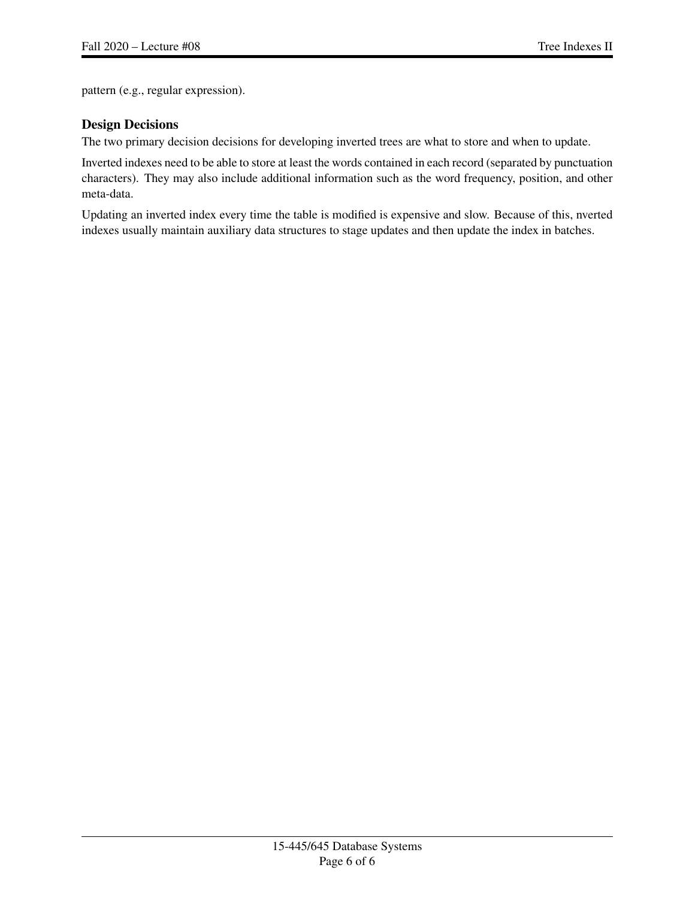pattern (e.g., regular expression).

### Design Decisions

The two primary decision decisions for developing inverted trees are what to store and when to update.

Inverted indexes need to be able to store at least the words contained in each record (separated by punctuation characters). They may also include additional information such as the word frequency, position, and other meta-data.

Updating an inverted index every time the table is modified is expensive and slow. Because of this, nverted indexes usually maintain auxiliary data structures to stage updates and then update the index in batches.